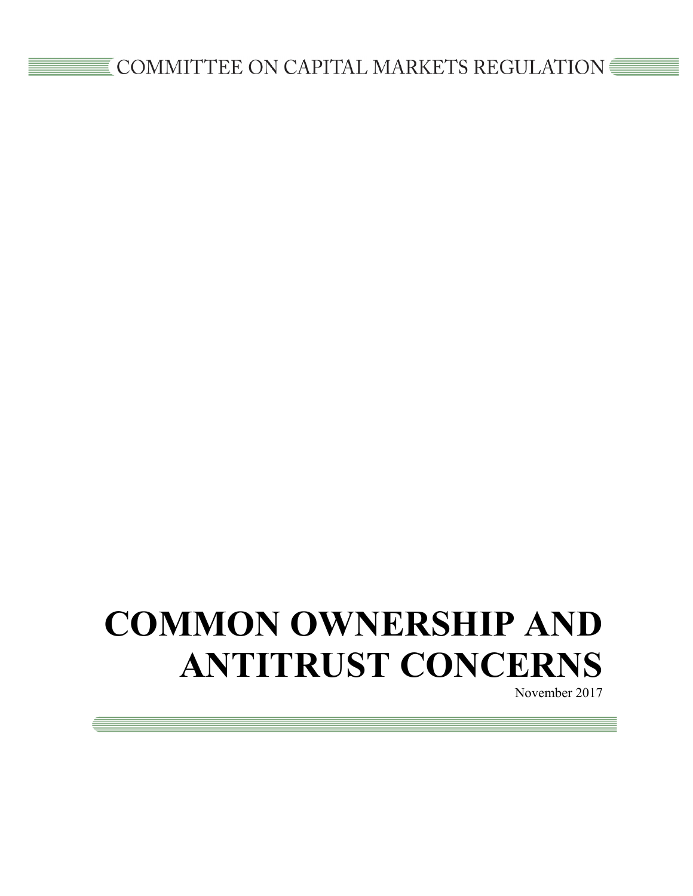COMMITTEE ON CAPITAL MARKETS REGULATION

# COMMON OWNERSHIP AND ANTITRUST CONCERNS

November 2017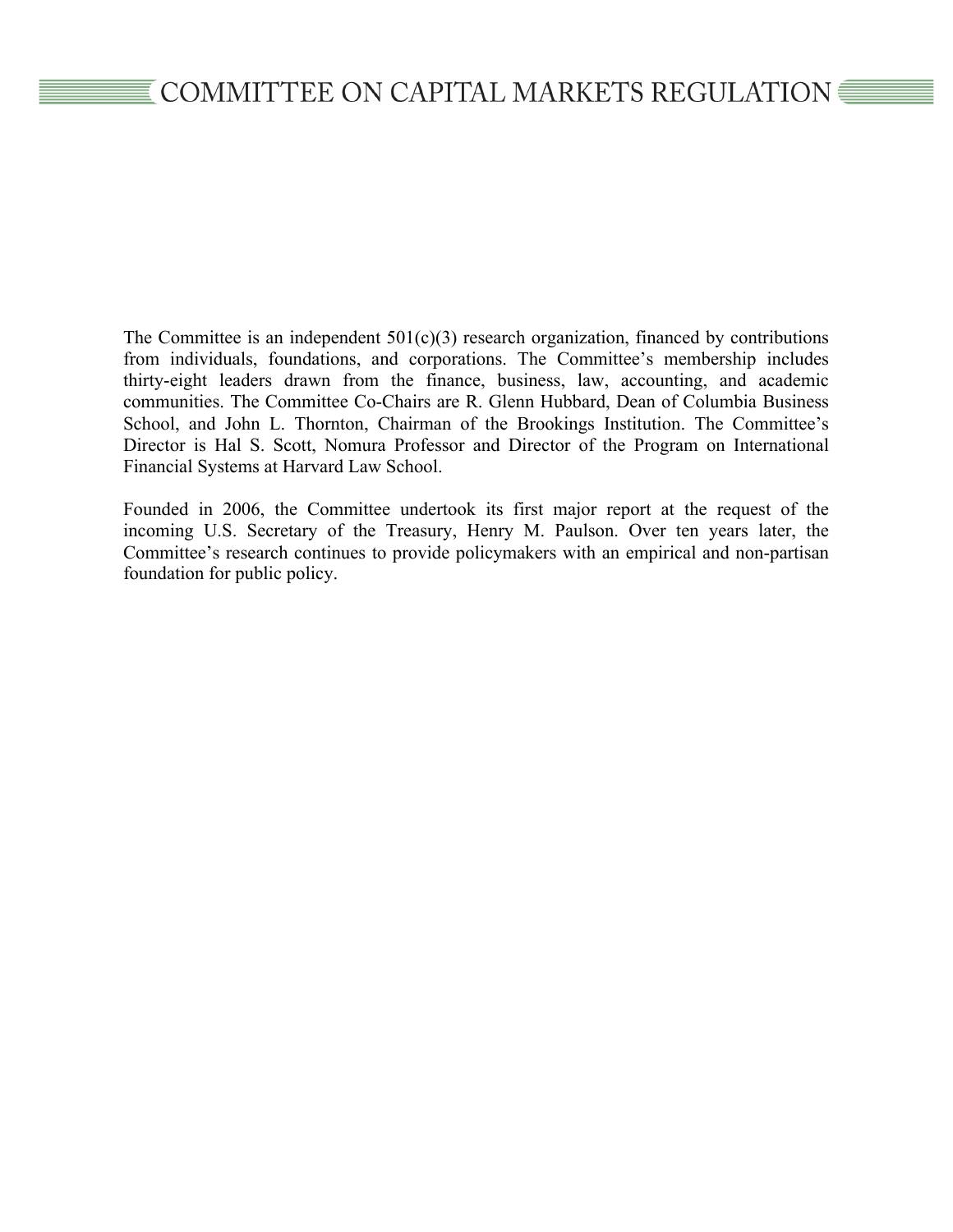# COMMITTEE ON CAPITAL MARKETS REGULATION

The Committee is an independent 501(c)(3) research organization, financed by contributions from individuals, foundations, and corporations. The Committee's membership includes thirty-eight leaders drawn from the finance, business, law, accounting, and academic communities. The Committee Co-Chairs are R. Glenn Hubbard, Dean of Columbia Business School, and John L. Thornton, Chairman of the Brookings Institution. The Committee's Director is Hal S. Scott, Nomura Professor and Director of the Program on International Financial Systems at Harvard Law School.

Founded in 2006, the Committee undertook its first major report at the request of the incoming U.S. Secretary of the Treasury, Henry M. Paulson. Over ten years later, the Committee's research continues to provide policymakers with an empirical and non-partisan foundation for public policy.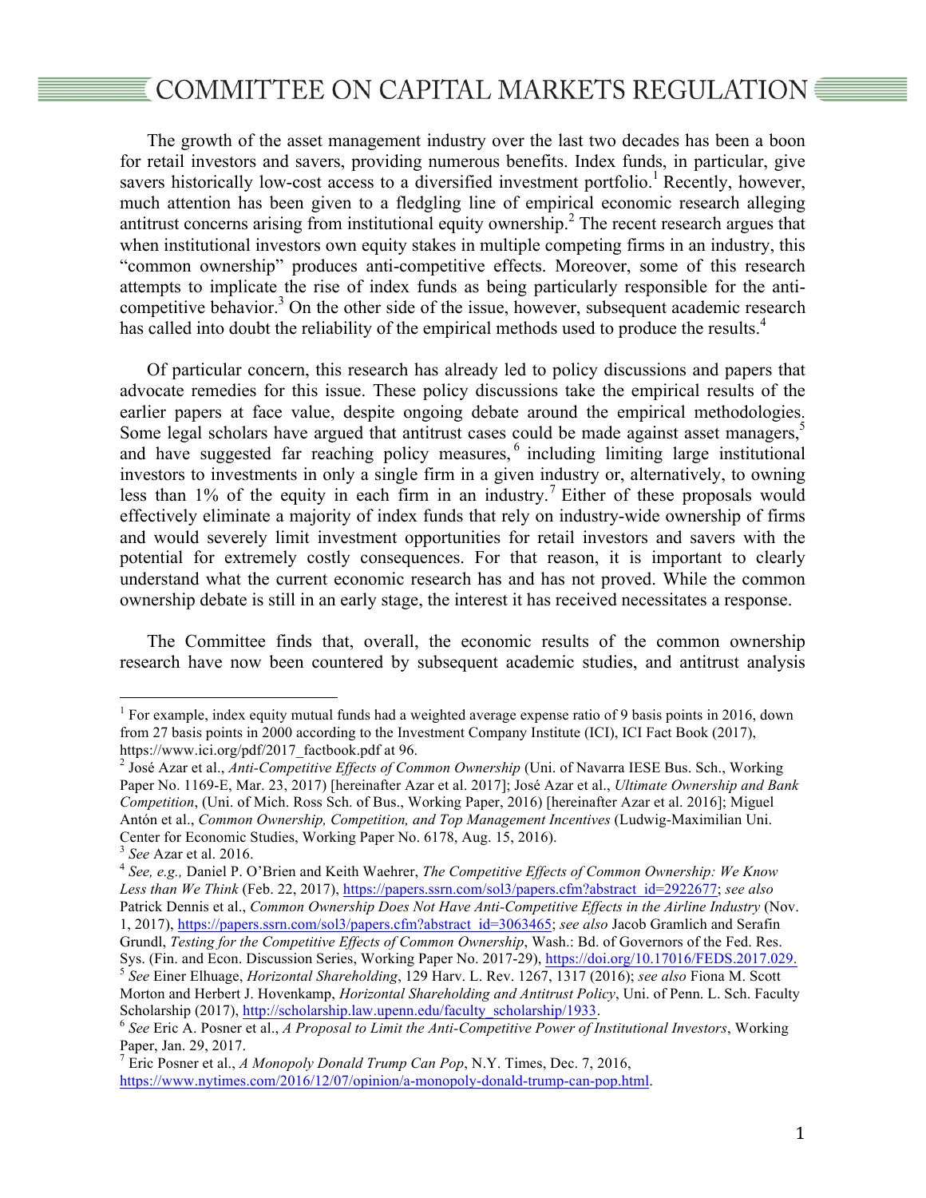The growth of the asset management industry over the last two decades has been a boon for retail investors and savers, providing numerous benefits. Index funds, in particular, give savers historically low-cost access to a diversified investment portfolio.[1] Recently, however, much attention has been given to a fledgling line of empirical economic research alleging antitrust concerns arising from institutional equity ownership.[2] The recent research argues that when institutional investors own equity stakes in multiple competing firms in an industry, this "common ownership" produces anti-competitive effects. Moreover, some of this research attempts to implicate the rise of index funds as being particularly responsible for the anti-competitive behavior.[3] On the other side of the issue, however, subsequent academic research has called into doubt the reliability of the empirical methods used to produce the results.[4]

Of particular concern, this research has already led to policy discussions and papers that advocate remedies for this issue. These policy discussions take the empirical results of the earlier papers at face value, despite ongoing debate around the empirical methodologies. Some legal scholars have argued that antitrust cases could be made against asset managers,[5] and have suggested far reaching policy measures,[6] including limiting large institutional investors to investments in only a single firm in a given industry or, alternatively, to owning less than 1% of the equity in each firm in an industry.[7] Either of these proposals would effectively eliminate a majority of index funds that rely on industry-wide ownership of firms and would severely limit investment opportunities for retail investors and savers with the potential for extremely costly consequences. For that reason, it is important to clearly understand what the current economic research has and has not proved. While the common ownership debate is still in an early stage, the interest it has received necessitates a response.

The Committee finds that, overall, the economic results of the common ownership research have now been countered by subsequent academic studies, and antitrust analysis

---

[1] For example, index equity mutual funds had a weighted average expense ratio of 9 basis points in 2016, down from 27 basis points in 2000 according to the Investment Company Institute (ICI), ICI Fact Book (2017), https://www.ici.org/pdf/2017_factbook.pdf at 96.

[2] José Azar et al., *Anti-Competitive Effects of Common Ownership* (Uni. of Navarra IESE Bus. Sch., Working Paper No. 1169-E, Mar. 23, 2017) [hereinafter Azar et al. 2017]; José Azar et al., *Ultimate Ownership and Bank Competition*, (Uni. of Mich. Ross Sch. of Bus., Working Paper, 2016) [hereinafter Azar et al. 2016]; Miguel Antón et al., *Common Ownership, Competition, and Top Management Incentives* (Ludwig-Maximilian Uni. Center for Economic Studies, Working Paper No. 6178, Aug. 15, 2016).

[3] *See* Azar et al. 2016.

[4] *See, e.g.,* Daniel P. O'Brien and Keith Waehrer, *The Competitive Effects of Common Ownership: We Know Less than We Think* (Feb. 22, 2017), https://papers.ssrn.com/sol3/papers.cfm?abstract_id=2922677; *see also* Patrick Dennis et al., *Common Ownership Does Not Have Anti-Competitive Effects in the Airline Industry* (Nov. 1, 2017), https://papers.ssrn.com/sol3/papers.cfm?abstract_id=3063465; *see also* Jacob Gramlich and Serafin Grundl, *Testing for the Competitive Effects of Common Ownership*, Wash.: Bd. of Governors of the Fed. Res. Sys. (Fin. and Econ. Discussion Series, Working Paper No. 2017-29), https://doi.org/10.17016/FEDS.2017.029.

[5] *See* Einer Elhuage, *Horizontal Shareholding*, 129 Harv. L. Rev. 1267, 1317 (2016); *see also* Fiona M. Scott Morton and Herbert J. Hovenkamp, *Horizontal Shareholding and Antitrust Policy*, Uni. of Penn. L. Sch. Faculty Scholarship (2017), http://scholarship.law.upenn.edu/faculty_scholarship/1933.

[6] *See* Eric A. Posner et al., *A Proposal to Limit the Anti-Competitive Power of Institutional Investors*, Working Paper, Jan. 29, 2017.

[7] Eric Posner et al., *A Monopoly Donald Trump Can Pop*, N.Y. Times, Dec. 7, 2016, https://www.nytimes.com/2016/12/07/opinion/a-monopoly-donald-trump-can-pop.html.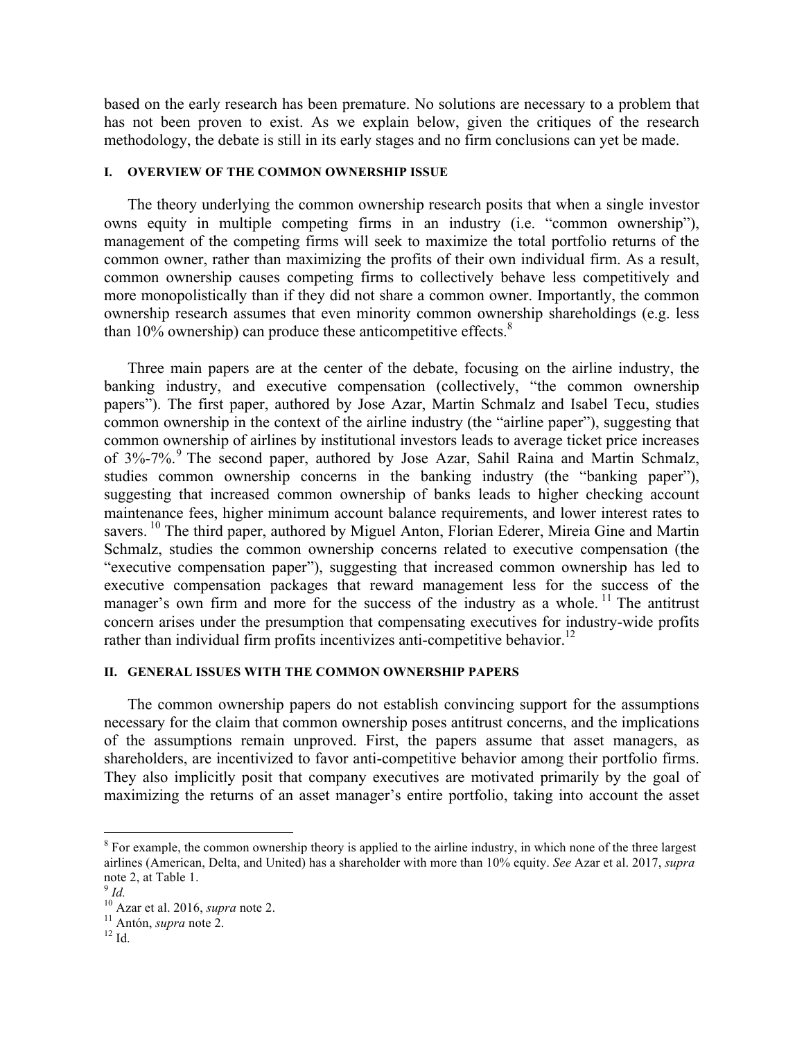based on the early research has been premature. No solutions are necessary to a problem that has not been proven to exist. As we explain below, given the critiques of the research methodology, the debate is still in its early stages and no firm conclusions can yet be made.

## I. OVERVIEW OF THE COMMON OWNERSHIP ISSUE

The theory underlying the common ownership research posits that when a single investor owns equity in multiple competing firms in an industry (i.e. "common ownership"), management of the competing firms will seek to maximize the total portfolio returns of the common owner, rather than maximizing the profits of their own individual firm. As a result, common ownership causes competing firms to collectively behave less competitively and more monopolistically than if they did not share a common owner. Importantly, the common ownership research assumes that even minority common ownership shareholdings (e.g. less than 10% ownership) can produce these anticompetitive effects.[8]

Three main papers are at the center of the debate, focusing on the airline industry, the banking industry, and executive compensation (collectively, "the common ownership papers"). The first paper, authored by Jose Azar, Martin Schmalz and Isabel Tecu, studies common ownership in the context of the airline industry (the "airline paper"), suggesting that common ownership of airlines by institutional investors leads to average ticket price increases of 3%-7%.[9] The second paper, authored by Jose Azar, Sahil Raina and Martin Schmalz, studies common ownership concerns in the banking industry (the "banking paper"), suggesting that increased common ownership of banks leads to higher checking account maintenance fees, higher minimum account balance requirements, and lower interest rates to savers.[10] The third paper, authored by Miguel Anton, Florian Ederer, Mireia Gine and Martin Schmalz, studies the common ownership concerns related to executive compensation (the "executive compensation paper"), suggesting that increased common ownership has led to executive compensation packages that reward management less for the success of the manager's own firm and more for the success of the industry as a whole.[11] The antitrust concern arises under the presumption that compensating executives for industry-wide profits rather than individual firm profits incentivizes anti-competitive behavior.[12]

## II. GENERAL ISSUES WITH THE COMMON OWNERSHIP PAPERS

The common ownership papers do not establish convincing support for the assumptions necessary for the claim that common ownership poses antitrust concerns, and the implications of the assumptions remain unproved. First, the papers assume that asset managers, as shareholders, are incentivized to favor anti-competitive behavior among their portfolio firms. They also implicitly posit that company executives are motivated primarily by the goal of maximizing the returns of an asset manager's entire portfolio, taking into account the asset

---

[8] For example, the common ownership theory is applied to the airline industry, in which none of the three largest airlines (American, Delta, and United) has a shareholder with more than 10% equity. *See* Azar et al. 2017, *supra* note 2, at Table 1.

[9] *Id.*

[10] Azar et al. 2016, *supra* note 2.

[11] Antón, *supra* note 2.

[12] Id.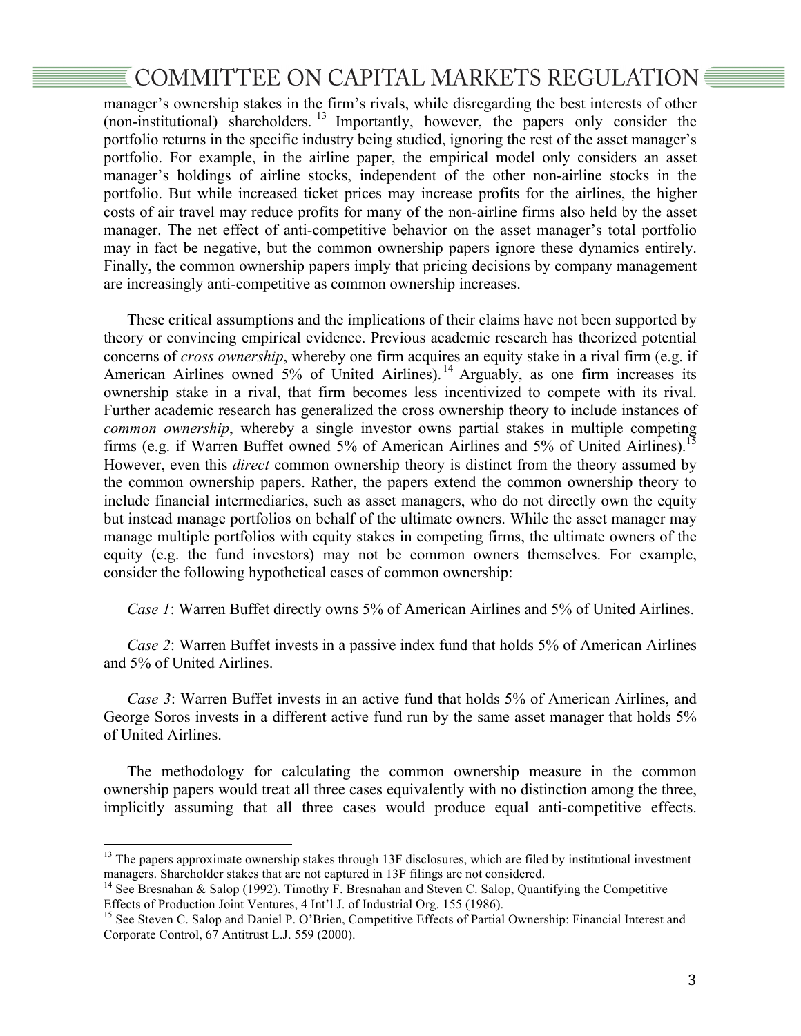manager's ownership stakes in the firm's rivals, while disregarding the best interests of other (non-institutional) shareholders.[13] Importantly, however, the papers only consider the portfolio returns in the specific industry being studied, ignoring the rest of the asset manager's portfolio. For example, in the airline paper, the empirical model only considers an asset manager's holdings of airline stocks, independent of the other non-airline stocks in the portfolio. But while increased ticket prices may increase profits for the airlines, the higher costs of air travel may reduce profits for many of the non-airline firms also held by the asset manager. The net effect of anti-competitive behavior on the asset manager's total portfolio may in fact be negative, but the common ownership papers ignore these dynamics entirely. Finally, the common ownership papers imply that pricing decisions by company management are increasingly anti-competitive as common ownership increases.

These critical assumptions and the implications of their claims have not been supported by theory or convincing empirical evidence. Previous academic research has theorized potential concerns of *cross ownership*, whereby one firm acquires an equity stake in a rival firm (e.g. if American Airlines owned 5% of United Airlines).[14] Arguably, as one firm increases its ownership stake in a rival, that firm becomes less incentivized to compete with its rival. Further academic research has generalized the cross ownership theory to include instances of *common ownership*, whereby a single investor owns partial stakes in multiple competing firms (e.g. if Warren Buffet owned 5% of American Airlines and 5% of United Airlines).[15] However, even this *direct* common ownership theory is distinct from the theory assumed by the common ownership papers. Rather, the papers extend the common ownership theory to include financial intermediaries, such as asset managers, who do not directly own the equity but instead manage portfolios on behalf of the ultimate owners. While the asset manager may manage multiple portfolios with equity stakes in competing firms, the ultimate owners of the equity (e.g. the fund investors) may not be common owners themselves. For example, consider the following hypothetical cases of common ownership:

*Case 1*: Warren Buffet directly owns 5% of American Airlines and 5% of United Airlines.

*Case 2*: Warren Buffet invests in a passive index fund that holds 5% of American Airlines and 5% of United Airlines.

*Case 3*: Warren Buffet invests in an active fund that holds 5% of American Airlines, and George Soros invests in a different active fund run by the same asset manager that holds 5% of United Airlines.

The methodology for calculating the common ownership measure in the common ownership papers would treat all three cases equivalently with no distinction among the three, implicitly assuming that all three cases would produce equal anti-competitive effects.

---

[13] The papers approximate ownership stakes through 13F disclosures, which are filed by institutional investment managers. Shareholder stakes that are not captured in 13F filings are not considered.

[14] See Bresnahan & Salop (1992). Timothy F. Bresnahan and Steven C. Salop, Quantifying the Competitive Effects of Production Joint Ventures, 4 Int'l J. of Industrial Org. 155 (1986).

[15] See Steven C. Salop and Daniel P. O'Brien, Competitive Effects of Partial Ownership: Financial Interest and Corporate Control, 67 Antitrust L.J. 559 (2000).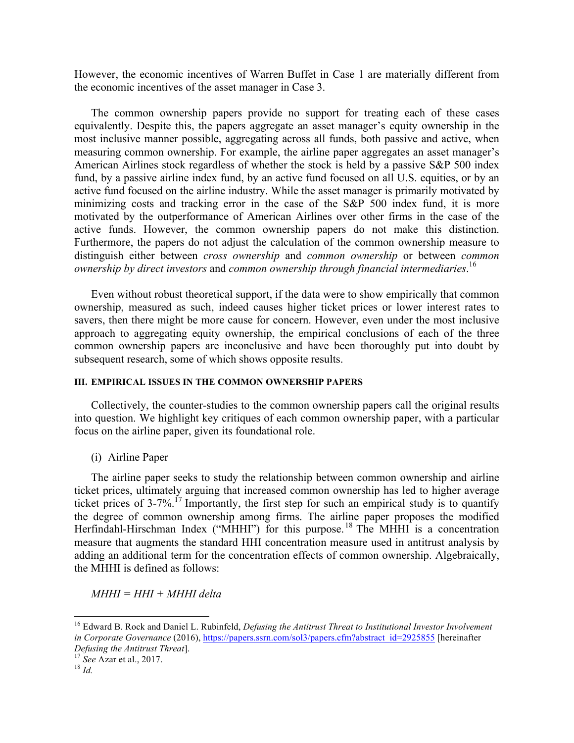However, the economic incentives of Warren Buffet in Case 1 are materially different from the economic incentives of the asset manager in Case 3.

The common ownership papers provide no support for treating each of these cases equivalently. Despite this, the papers aggregate an asset manager's equity ownership in the most inclusive manner possible, aggregating across all funds, both passive and active, when measuring common ownership. For example, the airline paper aggregates an asset manager's American Airlines stock regardless of whether the stock is held by a passive S&P 500 index fund, by a passive airline index fund, by an active fund focused on all U.S. equities, or by an active fund focused on the airline industry. While the asset manager is primarily motivated by minimizing costs and tracking error in the case of the S&P 500 index fund, it is more motivated by the outperformance of American Airlines over other firms in the case of the active funds. However, the common ownership papers do not make this distinction. Furthermore, the papers do not adjust the calculation of the common ownership measure to distinguish either between *cross ownership* and *common ownership* or between *common ownership by direct investors* and *common ownership through financial intermediaries*.[16]

Even without robust theoretical support, if the data were to show empirically that common ownership, measured as such, indeed causes higher ticket prices or lower interest rates to savers, then there might be more cause for concern. However, even under the most inclusive approach to aggregating equity ownership, the empirical conclusions of each of the three common ownership papers are inconclusive and have been thoroughly put into doubt by subsequent research, some of which shows opposite results.

### III. EMPIRICAL ISSUES IN THE COMMON OWNERSHIP PAPERS

Collectively, the counter-studies to the common ownership papers call the original results into question. We highlight key critiques of each common ownership paper, with a particular focus on the airline paper, given its foundational role.

(i) Airline Paper

The airline paper seeks to study the relationship between common ownership and airline ticket prices, ultimately arguing that increased common ownership has led to higher average ticket prices of 3-7%.[17] Importantly, the first step for such an empirical study is to quantify the degree of common ownership among firms. The airline paper proposes the modified Herfindahl-Hirschman Index ("MHHI") for this purpose.[18] The MHHI is a concentration measure that augments the standard HHI concentration measure used in antitrust analysis by adding an additional term for the concentration effects of common ownership. Algebraically, the MHHI is defined as follows:

*MHHI = HHI + MHHI delta*

---

[16] Edward B. Rock and Daniel L. Rubinfeld, *Defusing the Antitrust Threat to Institutional Investor Involvement in Corporate Governance* (2016), https://papers.ssrn.com/sol3/papers.cfm?abstract_id=2925855 [hereinafter *Defusing the Antitrust Threat*].

[17] *See* Azar et al., 2017.

[18] *Id.*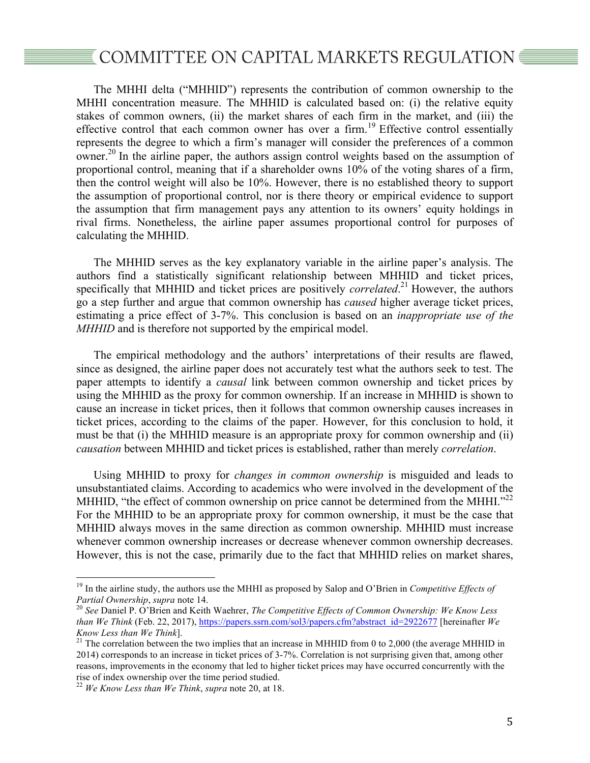The MHHI delta ("MHHID") represents the contribution of common ownership to the MHHI concentration measure. The MHHID is calculated based on: (i) the relative equity stakes of common owners, (ii) the market shares of each firm in the market, and (iii) the effective control that each common owner has over a firm.[19] Effective control essentially represents the degree to which a firm's manager will consider the preferences of a common owner.[20] In the airline paper, the authors assign control weights based on the assumption of proportional control, meaning that if a shareholder owns 10% of the voting shares of a firm, then the control weight will also be 10%. However, there is no established theory to support the assumption of proportional control, nor is there theory or empirical evidence to support the assumption that firm management pays any attention to its owners' equity holdings in rival firms. Nonetheless, the airline paper assumes proportional control for purposes of calculating the MHHID.

The MHHID serves as the key explanatory variable in the airline paper's analysis. The authors find a statistically significant relationship between MHHID and ticket prices, specifically that MHHID and ticket prices are positively *correlated*.[21] However, the authors go a step further and argue that common ownership has *caused* higher average ticket prices, estimating a price effect of 3-7%. This conclusion is based on an *inappropriate use of the MHHID* and is therefore not supported by the empirical model.

The empirical methodology and the authors' interpretations of their results are flawed, since as designed, the airline paper does not accurately test what the authors seek to test. The paper attempts to identify a *causal* link between common ownership and ticket prices by using the MHHID as the proxy for common ownership. If an increase in MHHID is shown to cause an increase in ticket prices, then it follows that common ownership causes increases in ticket prices, according to the claims of the paper. However, for this conclusion to hold, it must be that (i) the MHHID measure is an appropriate proxy for common ownership and (ii) *causation* between MHHID and ticket prices is established, rather than merely *correlation*.

Using MHHID to proxy for *changes in common ownership* is misguided and leads to unsubstantiated claims. According to academics who were involved in the development of the MHHID, "the effect of common ownership on price cannot be determined from the MHHI."[22] For the MHHID to be an appropriate proxy for common ownership, it must be the case that MHHID always moves in the same direction as common ownership. MHHID must increase whenever common ownership increases or decrease whenever common ownership decreases. However, this is not the case, primarily due to the fact that MHHID relies on market shares,

---

[19] In the airline study, the authors use the MHHI as proposed by Salop and O'Brien in *Competitive Effects of Partial Ownership*, *supra* note 14.

[20] *See* Daniel P. O'Brien and Keith Waehrer, *The Competitive Effects of Common Ownership: We Know Less than We Think* (Feb. 22, 2017), https://papers.ssrn.com/sol3/papers.cfm?abstract_id=2922677 [hereinafter *We Know Less than We Think*].

[21] The correlation between the two implies that an increase in MHHID from 0 to 2,000 (the average MHHID in 2014) corresponds to an increase in ticket prices of 3-7%. Correlation is not surprising given that, among other reasons, improvements in the economy that led to higher ticket prices may have occurred concurrently with the rise of index ownership over the time period studied.

[22] *We Know Less than We Think*, *supra* note 20, at 18.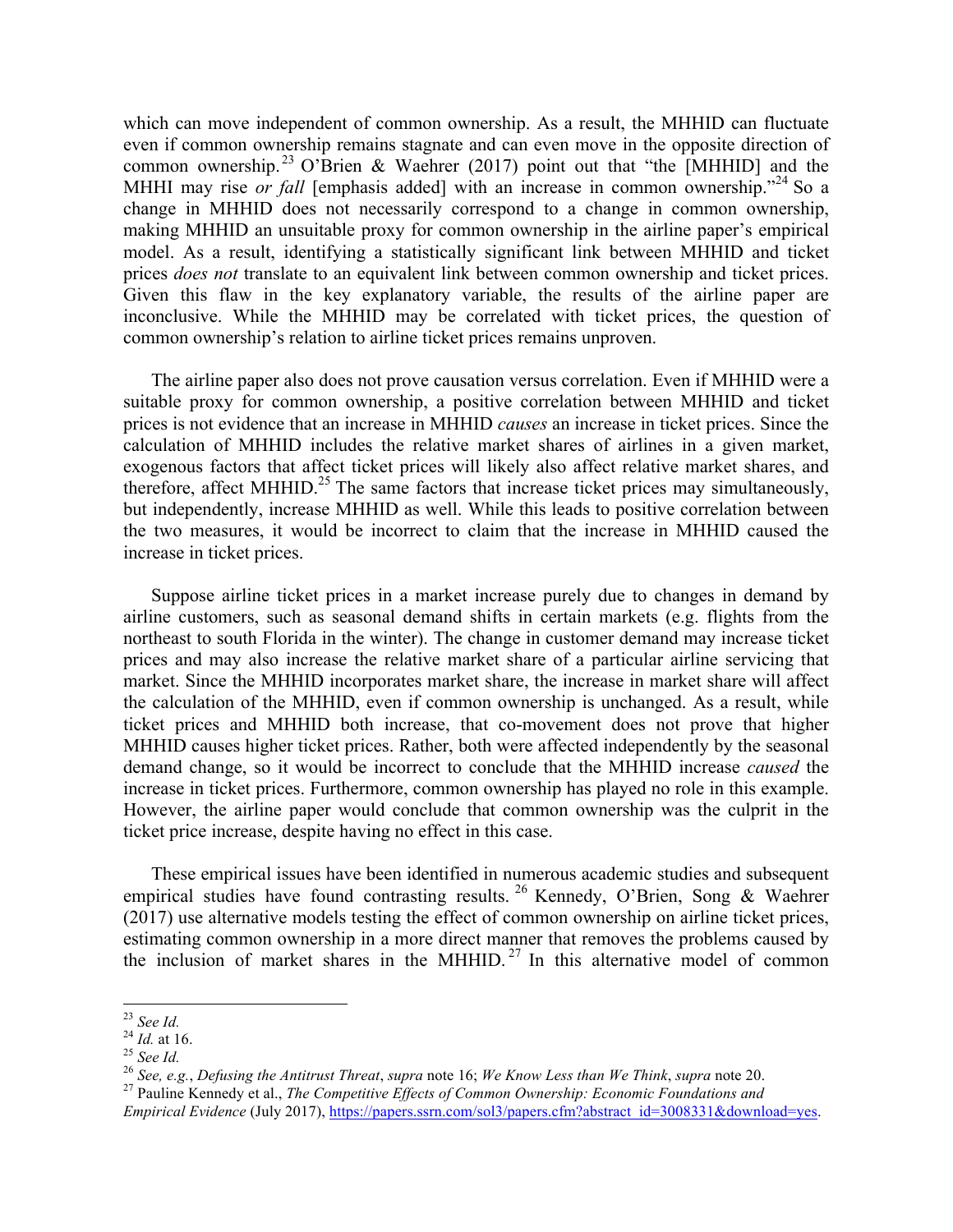which can move independent of common ownership. As a result, the MHHID can fluctuate even if common ownership remains stagnate and can even move in the opposite direction of common ownership.[23] O'Brien & Waehrer (2017) point out that "the [MHHID] and the MHHI may rise *or fall* [emphasis added] with an increase in common ownership."[24] So a change in MHHID does not necessarily correspond to a change in common ownership, making MHHID an unsuitable proxy for common ownership in the airline paper's empirical model. As a result, identifying a statistically significant link between MHHID and ticket prices *does not* translate to an equivalent link between common ownership and ticket prices. Given this flaw in the key explanatory variable, the results of the airline paper are inconclusive. While the MHHID may be correlated with ticket prices, the question of common ownership's relation to airline ticket prices remains unproven.

The airline paper also does not prove causation versus correlation. Even if MHHID were a suitable proxy for common ownership, a positive correlation between MHHID and ticket prices is not evidence that an increase in MHHID *causes* an increase in ticket prices. Since the calculation of MHHID includes the relative market shares of airlines in a given market, exogenous factors that affect ticket prices will likely also affect relative market shares, and therefore, affect MHHID.[25] The same factors that increase ticket prices may simultaneously, but independently, increase MHHID as well. While this leads to positive correlation between the two measures, it would be incorrect to claim that the increase in MHHID caused the increase in ticket prices.

Suppose airline ticket prices in a market increase purely due to changes in demand by airline customers, such as seasonal demand shifts in certain markets (e.g. flights from the northeast to south Florida in the winter). The change in customer demand may increase ticket prices and may also increase the relative market share of a particular airline servicing that market. Since the MHHID incorporates market share, the increase in market share will affect the calculation of the MHHID, even if common ownership is unchanged. As a result, while ticket prices and MHHID both increase, that co-movement does not prove that higher MHHID causes higher ticket prices. Rather, both were affected independently by the seasonal demand change, so it would be incorrect to conclude that the MHHID increase *caused* the increase in ticket prices. Furthermore, common ownership has played no role in this example. However, the airline paper would conclude that common ownership was the culprit in the ticket price increase, despite having no effect in this case.

These empirical issues have been identified in numerous academic studies and subsequent empirical studies have found contrasting results.[26] Kennedy, O'Brien, Song & Waehrer (2017) use alternative models testing the effect of common ownership on airline ticket prices, estimating common ownership in a more direct manner that removes the problems caused by the inclusion of market shares in the MHHID.[27] In this alternative model of common

---

[23] *See Id.*

[24] *Id.* at 16.

[25] *See Id.*

[26] *See, e.g.*, *Defusing the Antitrust Threat*, *supra* note 16; *We Know Less than We Think*, *supra* note 20.

[27] Pauline Kennedy et al., *The Competitive Effects of Common Ownership: Economic Foundations and Empirical Evidence* (July 2017), https://papers.ssrn.com/sol3/papers.cfm?abstract_id=3008331&download=yes.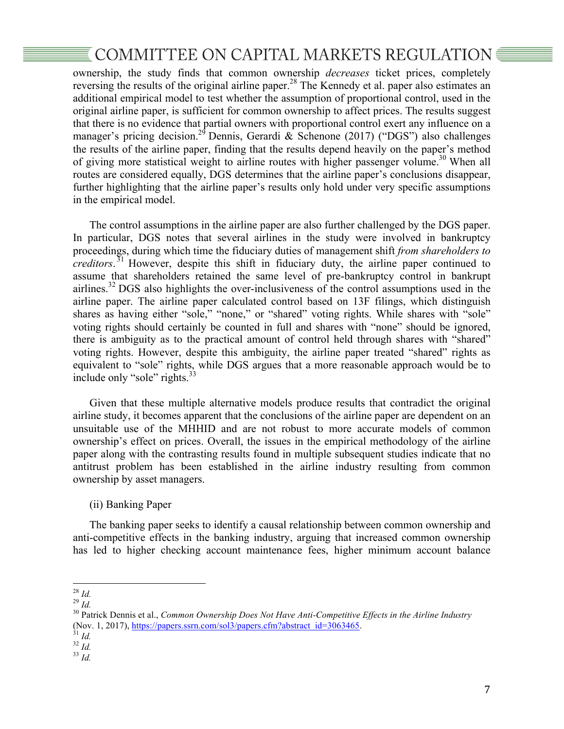ownership, the study finds that common ownership *decreases* ticket prices, completely reversing the results of the original airline paper.[28] The Kennedy et al. paper also estimates an additional empirical model to test whether the assumption of proportional control, used in the original airline paper, is sufficient for common ownership to affect prices. The results suggest that there is no evidence that partial owners with proportional control exert any influence on a manager's pricing decision.[29] Dennis, Gerardi & Schenone (2017) ("DGS") also challenges the results of the airline paper, finding that the results depend heavily on the paper's method of giving more statistical weight to airline routes with higher passenger volume.[30] When all routes are considered equally, DGS determines that the airline paper's conclusions disappear, further highlighting that the airline paper's results only hold under very specific assumptions in the empirical model.

The control assumptions in the airline paper are also further challenged by the DGS paper. In particular, DGS notes that several airlines in the study were involved in bankruptcy proceedings, during which time the fiduciary duties of management shift *from shareholders to creditors*.[31] However, despite this shift in fiduciary duty, the airline paper continued to assume that shareholders retained the same level of pre-bankruptcy control in bankrupt airlines.[32] DGS also highlights the over-inclusiveness of the control assumptions used in the airline paper. The airline paper calculated control based on 13F filings, which distinguish shares as having either "sole," "none," or "shared" voting rights. While shares with "sole" voting rights should certainly be counted in full and shares with "none" should be ignored, there is ambiguity as to the practical amount of control held through shares with "shared" voting rights. However, despite this ambiguity, the airline paper treated "shared" rights as equivalent to "sole" rights, while DGS argues that a more reasonable approach would be to include only "sole" rights.[33]

Given that these multiple alternative models produce results that contradict the original airline study, it becomes apparent that the conclusions of the airline paper are dependent on an unsuitable use of the MHHID and are not robust to more accurate models of common ownership's effect on prices. Overall, the issues in the empirical methodology of the airline paper along with the contrasting results found in multiple subsequent studies indicate that no antitrust problem has been established in the airline industry resulting from common ownership by asset managers.

(ii) Banking Paper

The banking paper seeks to identify a causal relationship between common ownership and anti-competitive effects in the banking industry, arguing that increased common ownership has led to higher checking account maintenance fees, higher minimum account balance

---

[28] *Id.*

[29] *Id.*

[30] Patrick Dennis et al., *Common Ownership Does Not Have Anti-Competitive Effects in the Airline Industry* (Nov. 1, 2017), https://papers.ssrn.com/sol3/papers.cfm?abstract_id=3063465.

[31] *Id.*

[32] *Id.*

[33] *Id.*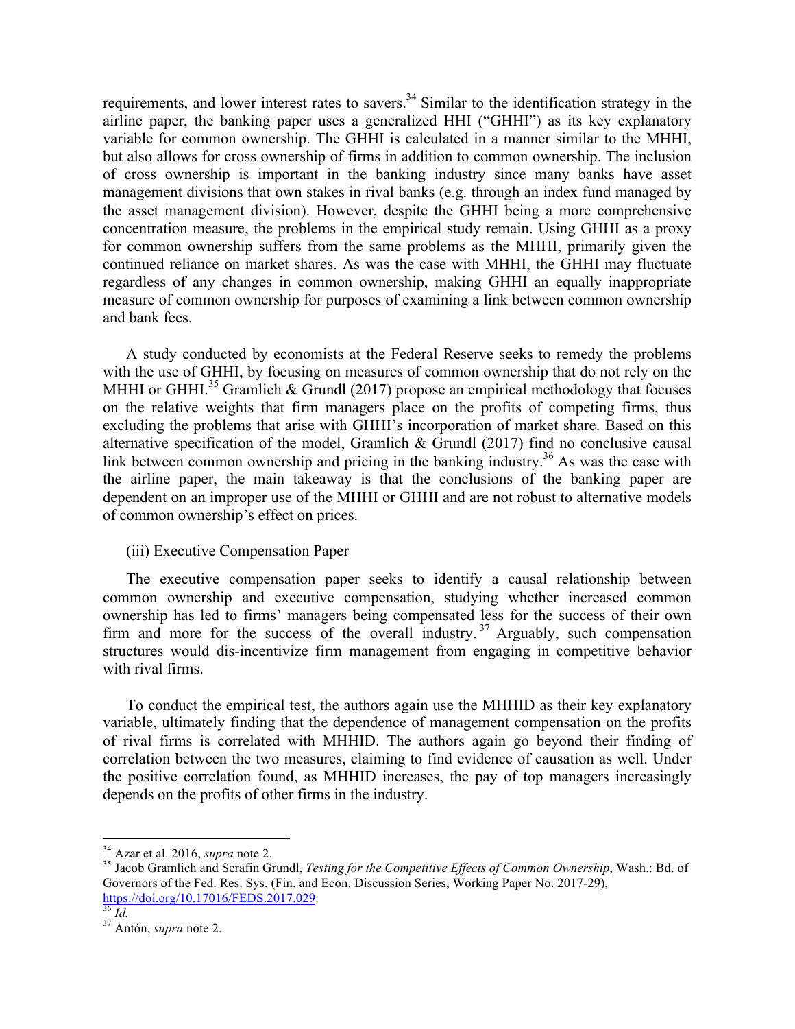requirements, and lower interest rates to savers.[34] Similar to the identification strategy in the airline paper, the banking paper uses a generalized HHI ("GHHI") as its key explanatory variable for common ownership. The GHHI is calculated in a manner similar to the MHHI, but also allows for cross ownership of firms in addition to common ownership. The inclusion of cross ownership is important in the banking industry since many banks have asset management divisions that own stakes in rival banks (e.g. through an index fund managed by the asset management division). However, despite the GHHI being a more comprehensive concentration measure, the problems in the empirical study remain. Using GHHI as a proxy for common ownership suffers from the same problems as the MHHI, primarily given the continued reliance on market shares. As was the case with MHHI, the GHHI may fluctuate regardless of any changes in common ownership, making GHHI an equally inappropriate measure of common ownership for purposes of examining a link between common ownership and bank fees.

A study conducted by economists at the Federal Reserve seeks to remedy the problems with the use of GHHI, by focusing on measures of common ownership that do not rely on the MHHI or GHHI.[35] Gramlich & Grundl (2017) propose an empirical methodology that focuses on the relative weights that firm managers place on the profits of competing firms, thus excluding the problems that arise with GHHI's incorporation of market share. Based on this alternative specification of the model, Gramlich & Grundl (2017) find no conclusive causal link between common ownership and pricing in the banking industry.[36] As was the case with the airline paper, the main takeaway is that the conclusions of the banking paper are dependent on an improper use of the MHHI or GHHI and are not robust to alternative models of common ownership's effect on prices.

(iii) Executive Compensation Paper

The executive compensation paper seeks to identify a causal relationship between common ownership and executive compensation, studying whether increased common ownership has led to firms' managers being compensated less for the success of their own firm and more for the success of the overall industry.[37] Arguably, such compensation structures would dis-incentivize firm management from engaging in competitive behavior with rival firms.

To conduct the empirical test, the authors again use the MHHID as their key explanatory variable, ultimately finding that the dependence of management compensation on the profits of rival firms is correlated with MHHID. The authors again go beyond their finding of correlation between the two measures, claiming to find evidence of causation as well. Under the positive correlation found, as MHHID increases, the pay of top managers increasingly depends on the profits of other firms in the industry.

---

[34] Azar et al. 2016, *supra* note 2.

[35] Jacob Gramlich and Serafin Grundl, *Testing for the Competitive Effects of Common Ownership*, Wash.: Bd. of Governors of the Fed. Res. Sys. (Fin. and Econ. Discussion Series, Working Paper No. 2017-29), https://doi.org/10.17016/FEDS.2017.029.

[36] *Id.*

[37] Antón, *supra* note 2.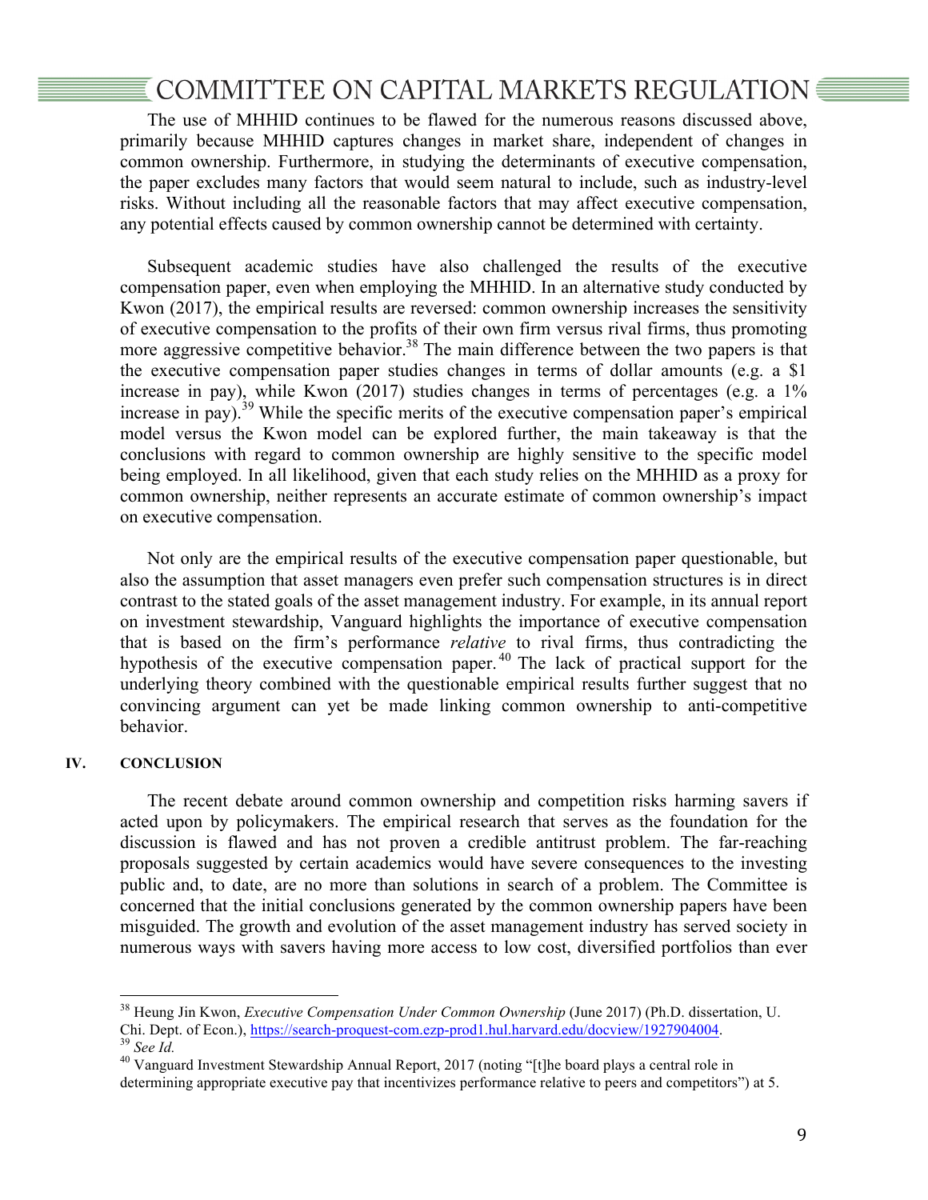The use of MHHID continues to be flawed for the numerous reasons discussed above, primarily because MHHID captures changes in market share, independent of changes in common ownership. Furthermore, in studying the determinants of executive compensation, the paper excludes many factors that would seem natural to include, such as industry-level risks. Without including all the reasonable factors that may affect executive compensation, any potential effects caused by common ownership cannot be determined with certainty.

Subsequent academic studies have also challenged the results of the executive compensation paper, even when employing the MHHID. In an alternative study conducted by Kwon (2017), the empirical results are reversed: common ownership increases the sensitivity of executive compensation to the profits of their own firm versus rival firms, thus promoting more aggressive competitive behavior.[38] The main difference between the two papers is that the executive compensation paper studies changes in terms of dollar amounts (e.g. a $1 increase in pay), while Kwon (2017) studies changes in terms of percentages (e.g. a 1% increase in pay).[39] While the specific merits of the executive compensation paper's empirical model versus the Kwon model can be explored further, the main takeaway is that the conclusions with regard to common ownership are highly sensitive to the specific model being employed. In all likelihood, given that each study relies on the MHHID as a proxy for common ownership, neither represents an accurate estimate of common ownership's impact on executive compensation.

Not only are the empirical results of the executive compensation paper questionable, but also the assumption that asset managers even prefer such compensation structures is in direct contrast to the stated goals of the asset management industry. For example, in its annual report on investment stewardship, Vanguard highlights the importance of executive compensation that is based on the firm's performance *relative* to rival firms, thus contradicting the hypothesis of the executive compensation paper.[40] The lack of practical support for the underlying theory combined with the questionable empirical results further suggest that no convincing argument can yet be made linking common ownership to anti-competitive behavior.

## IV. CONCLUSION

The recent debate around common ownership and competition risks harming savers if acted upon by policymakers. The empirical research that serves as the foundation for the discussion is flawed and has not proven a credible antitrust problem. The far-reaching proposals suggested by certain academics would have severe consequences to the investing public and, to date, are no more than solutions in search of a problem. The Committee is concerned that the initial conclusions generated by the common ownership papers have been misguided. The growth and evolution of the asset management industry has served society in numerous ways with savers having more access to low cost, diversified portfolios than ever

---

[38] Heung Jin Kwon, *Executive Compensation Under Common Ownership* (June 2017) (Ph.D. dissertation, U. Chi. Dept. of Econ.), https://search-proquest-com.ezp-prod1.hul.harvard.edu/docview/1927904004.

[39] *See Id.*

[40] Vanguard Investment Stewardship Annual Report, 2017 (noting "[t]he board plays a central role in determining appropriate executive pay that incentivizes performance relative to peers and competitors") at 5.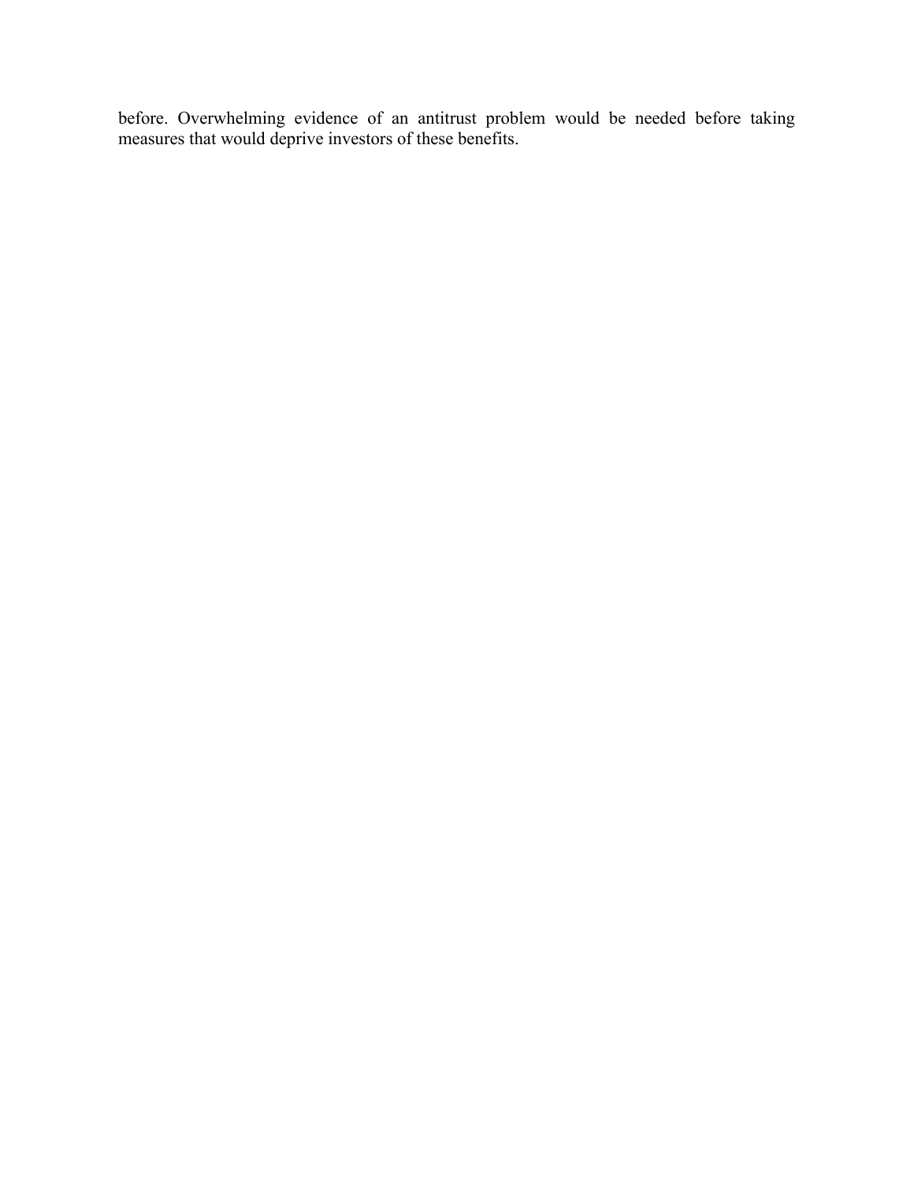before. Overwhelming evidence of an antitrust problem would be needed before taking measures that would deprive investors of these benefits.